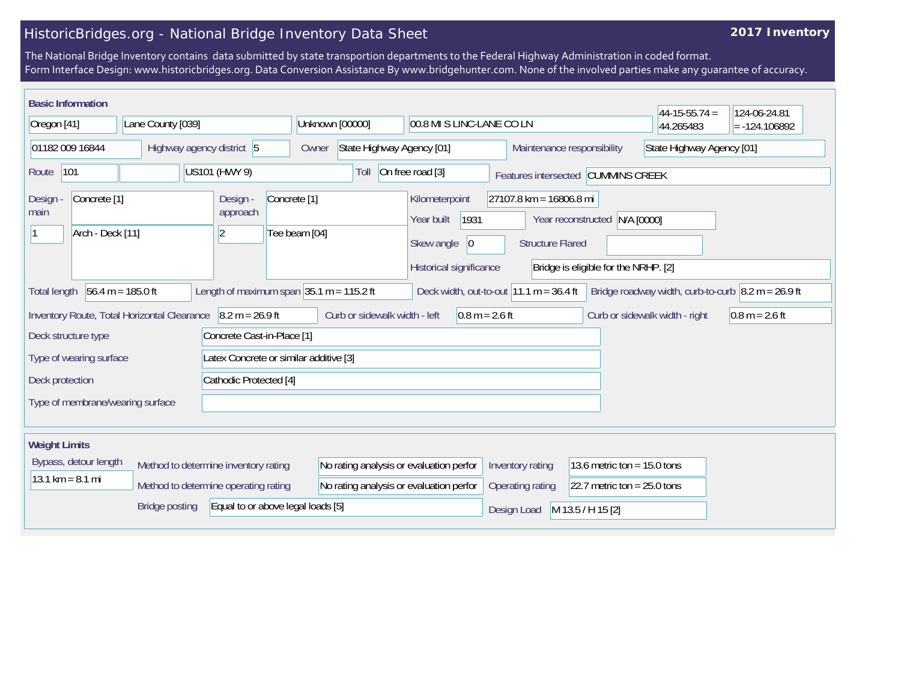# HistoricBridges.org - National Bridge Inventory Data Sheet

**2017 Inventory**

The National Bridge Inventory contains data submitted by state transportion departments to the Federal Highway Administration in coded format.
Form Interface Design: www.historicbridges.org. Data Conversion Assistance By www.bridgehunter.com. None of the involved parties make any guarantee of accuracy.

## Basic Information

| | |
|---|---|
| State | Oregon [41] |
| County | Lane County [039] |
| Place | Unknown [00000] |
| Location | 00.8 MI S LINC-LANE CO LN |
| Latitude | 44-15-55.74 = 44.265483 |
| Longitude | 124-06-24.81 = -124.106892 |
| Structure number | 01182 009 16844 |
| Highway agency district | 5 |
| Owner | State Highway Agency [01] |
| Maintenance responsibility | State Highway Agency [01] |
| Route | 101 |
| Facility carried | US101 (HWY 9) |
| Toll | On free road [3] |
| Features intersected | CUMMINS CREEK |
| Design - main | Concrete [1] |
| Number of main spans | 1 |
| Main span design | Arch - Deck [11] |
| Design - approach | Concrete [1] |
| Number of approach spans | 2 |
| Approach span design | Tee beam [04] |
| Kilometerpoint | 27107.8 km = 16806.8 mi |
| Year built | 1931 |
| Year reconstructed | N/A [0000] |
| Skew angle | 0 |
| Structure Flared | |
| Historical significance | Bridge is eligible for the NRHP. [2] |
| Total length | 56.4 m = 185.0 ft |
| Length of maximum span | 35.1 m = 115.2 ft |
| Deck width, out-to-out | 11.1 m = 36.4 ft |
| Bridge roadway width, curb-to-curb | 8.2 m = 26.9 ft |
| Inventory Route, Total Horizontal Clearance | 8.2 m = 26.9 ft |
| Curb or sidewalk width - left | 0.8 m = 2.6 ft |
| Curb or sidewalk width - right | 0.8 m = 2.6 ft |
| Deck structure type | Concrete Cast-in-Place [1] |
| Type of wearing surface | Latex Concrete or similar additive [3] |
| Deck protection | Cathodic Protected [4] |
| Type of membrane/wearing surface | |

## Weight Limits

| | |
|---|---|
| Bypass, detour length | 13.1 km = 8.1 mi |
| Method to determine inventory rating | No rating analysis or evaluation perfor |
| Method to determine operating rating | No rating analysis or evaluation perfor |
| Inventory rating | 13.6 metric ton = 15.0 tons |
| Operating rating | 22.7 metric ton = 25.0 tons |
| Bridge posting | Equal to or above legal loads [5] |
| Design Load | M 13.5 / H 15 [2] |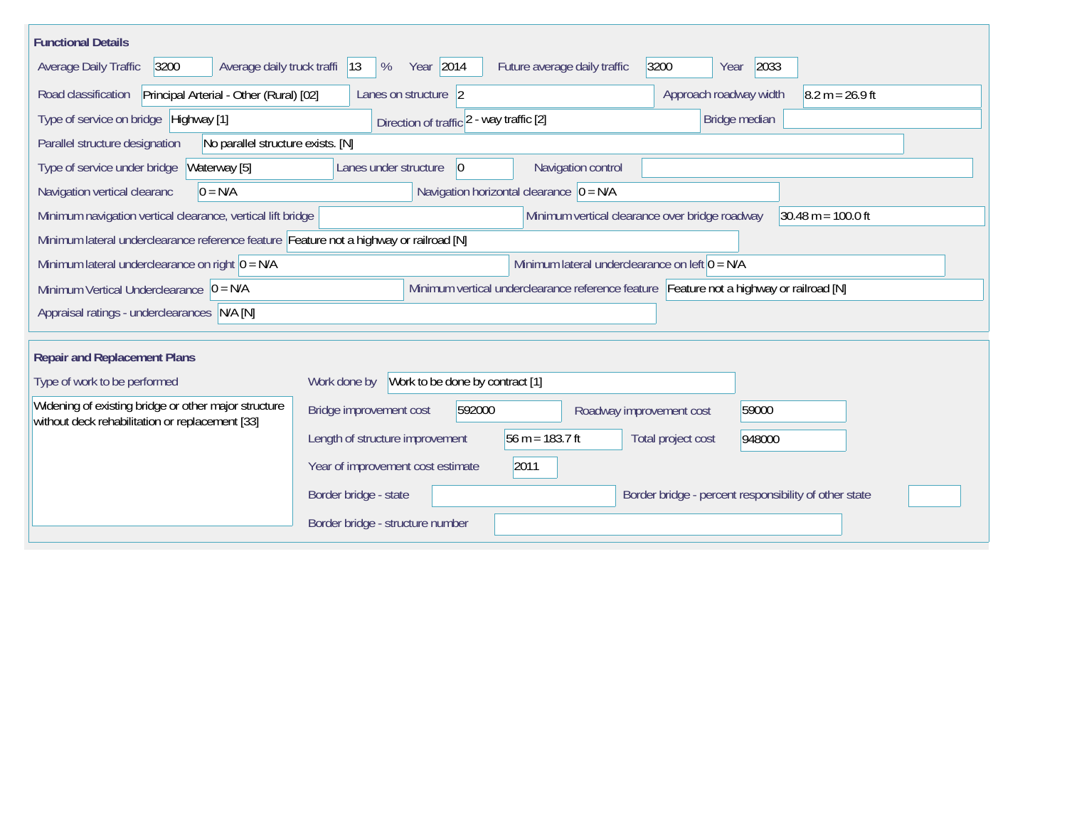## Functional Details

| Field | Value |
| --- | --- |
| Average Daily Traffic | 3200 |
| Average daily truck traffi | 13 % |
| Year | 2014 |
| Future average daily traffic | 3200 |
| Year | 2033 |
| Road classification | Principal Arterial - Other (Rural) [02] |
| Lanes on structure | 2 |
| Approach roadway width | 8.2 m = 26.9 ft |
| Type of service on bridge | Highway [1] |
| Direction of traffic | 2 - way traffic [2] |
| Bridge median | |
| Parallel structure designation | No parallel structure exists. [N] |
| Type of service under bridge | Waterway [5] |
| Lanes under structure | 0 |
| Navigation control | |
| Navigation vertical clearanc | 0 = N/A |
| Navigation horizontal clearance | 0 = N/A |
| Minimum navigation vertical clearance, vertical lift bridge | |
| Minimum vertical clearance over bridge roadway | 30.48 m = 100.0 ft |
| Minimum lateral underclearance reference feature | Feature not a highway or railroad [N] |
| Minimum lateral underclearance on right | 0 = N/A |
| Minimum lateral underclearance on left | 0 = N/A |
| Minimum Vertical Underclearance | 0 = N/A |
| Minimum vertical underclearance reference feature | Feature not a highway or railroad [N] |
| Appraisal ratings - underclearances | N/A [N] |

## Repair and Replacement Plans

| Field | Value |
| --- | --- |
| Type of work to be performed | Widening of existing bridge or other major structure without deck rehabilitation or replacement [33] |
| Work done by | Work to be done by contract [1] |
| Bridge improvement cost | 592000 |
| Roadway improvement cost | 59000 |
| Length of structure improvement | 56 m = 183.7 ft |
| Total project cost | 948000 |
| Year of improvement cost estimate | 2011 |
| Border bridge - state | |
| Border bridge - percent responsibility of other state | |
| Border bridge - structure number | |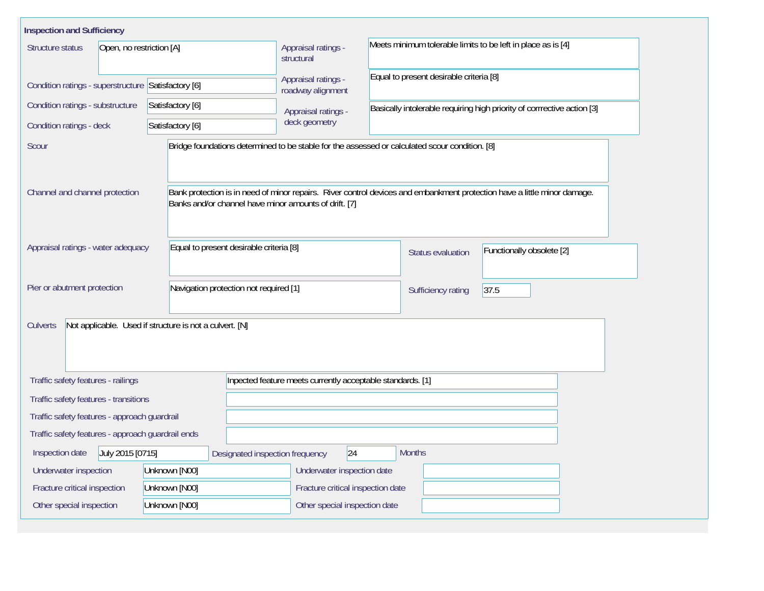## Inspection and Sufficiency

| | |
|---|---|
| Structure status | Open, no restriction [A] |
| Appraisal ratings - structural | Meets minimum tolerable limits to be left in place as is [4] |
| Condition ratings - superstructure | Satisfactory [6] |
| Appraisal ratings - roadway alignment | Equal to present desirable criteria [8] |
| Condition ratings - substructure | Satisfactory [6] |
| Appraisal ratings - deck geometry | Basically intolerable requiring high priority of corrrective action [3] |
| Condition ratings - deck | Satisfactory [6] |
| Scour | Bridge foundations determined to be stable for the assessed or calculated scour condition. [8] |
| Channel and channel protection | Bank protection is in need of minor repairs. River control devices and embankment protection have a little minor damage. Banks and/or channel have minor amounts of drift. [7] |
| Appraisal ratings - water adequacy | Equal to present desirable criteria [8] |
| Status evaluation | Functionally obsolete [2] |
| Pier or abutment protection | Navigation protection not required [1] |
| Sufficiency rating | 37.5 |
| Culverts | Not applicable. Used if structure is not a culvert. [N] |
| Traffic safety features - railings | Inpected feature meets currently acceptable standards. [1] |
| Traffic safety features - transitions | |
| Traffic safety features - approach guardrail | |
| Traffic safety features - approach guardrail ends | |
| Inspection date | July 2015 [0715] |
| Designated inspection frequency | 24 Months |
| Underwater inspection | Unknown [N00] |
| Underwater inspection date | |
| Fracture critical inspection | Unknown [N00] |
| Fracture critical inspection date | |
| Other special inspection | Unknown [N00] |
| Other special inspection date | |